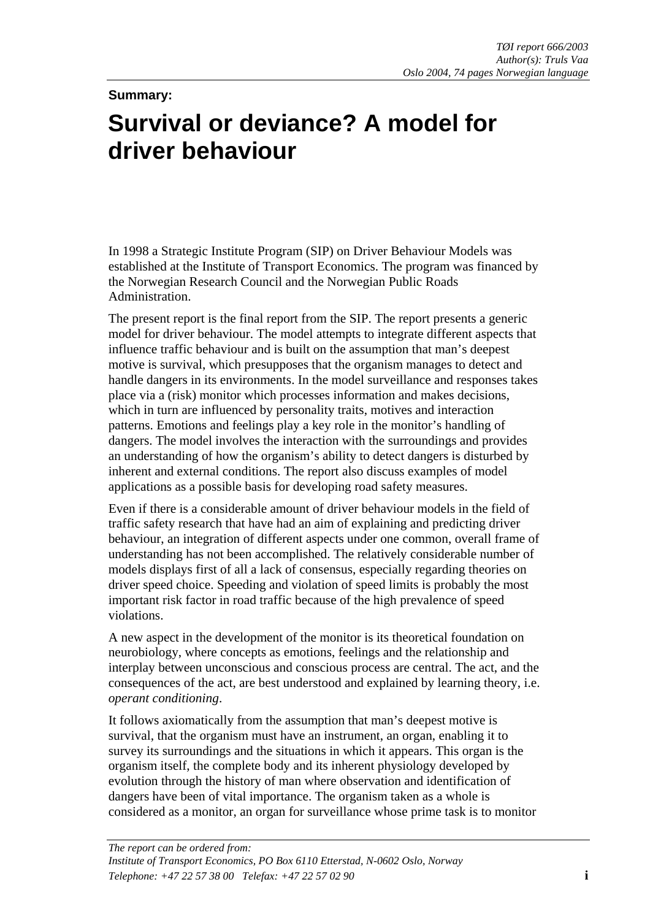TØI report 666/2003
Author(s): Truls Vaa
Oslo 2004, 74 pages Norwegian language

**Summary:**

# Survival or deviance? A model for driver behaviour

In 1998 a Strategic Institute Program (SIP) on Driver Behaviour Models was established at the Institute of Transport Economics. The program was financed by the Norwegian Research Council and the Norwegian Public Roads Administration.

The present report is the final report from the SIP. The report presents a generic model for driver behaviour. The model attempts to integrate different aspects that influence traffic behaviour and is built on the assumption that man's deepest motive is survival, which presupposes that the organism manages to detect and handle dangers in its environments. In the model surveillance and responses takes place via a (risk) monitor which processes information and makes decisions, which in turn are influenced by personality traits, motives and interaction patterns. Emotions and feelings play a key role in the monitor's handling of dangers. The model involves the interaction with the surroundings and provides an understanding of how the organism's ability to detect dangers is disturbed by inherent and external conditions. The report also discuss examples of model applications as a possible basis for developing road safety measures.

Even if there is a considerable amount of driver behaviour models in the field of traffic safety research that have had an aim of explaining and predicting driver behaviour, an integration of different aspects under one common, overall frame of understanding has not been accomplished. The relatively considerable number of models displays first of all a lack of consensus, especially regarding theories on driver speed choice. Speeding and violation of speed limits is probably the most important risk factor in road traffic because of the high prevalence of speed violations.

A new aspect in the development of the monitor is its theoretical foundation on neurobiology, where concepts as emotions, feelings and the relationship and interplay between unconscious and conscious process are central. The act, and the consequences of the act, are best understood and explained by learning theory, i.e. *operant conditioning*.

It follows axiomatically from the assumption that man's deepest motive is survival, that the organism must have an instrument, an organ, enabling it to survey its surroundings and the situations in which it appears. This organ is the organism itself, the complete body and its inherent physiology developed by evolution through the history of man where observation and identification of dangers have been of vital importance. The organism taken as a whole is considered as a monitor, an organ for surveillance whose prime task is to monitor

*The report can be ordered from:*
*Institute of Transport Economics, PO Box 6110 Etterstad, N-0602 Oslo, Norway*
*Telephone: +47 22 57 38 00 Telefax: +47 22 57 02 90*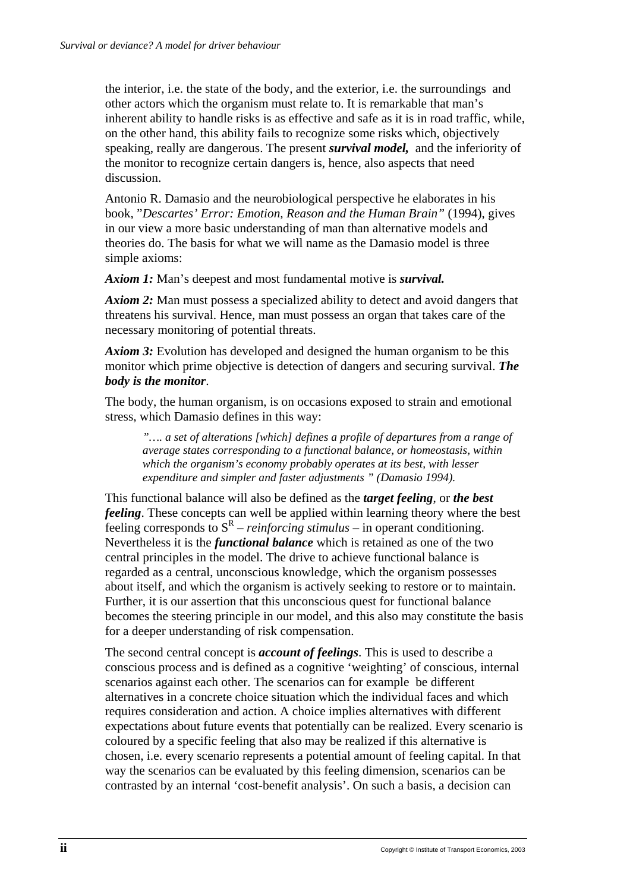the interior, i.e. the state of the body, and the exterior, i.e. the surroundings and other actors which the organism must relate to. It is remarkable that man's inherent ability to handle risks is as effective and safe as it is in road traffic, while, on the other hand, this ability fails to recognize some risks which, objectively speaking, really are dangerous. The present ***survival model,*** and the inferiority of the monitor to recognize certain dangers is, hence, also aspects that need discussion.

Antonio R. Damasio and the neurobiological perspective he elaborates in his book, "*Descartes' Error: Emotion, Reason and the Human Brain*" (1994), gives in our view a more basic understanding of man than alternative models and theories do. The basis for what we will name as the Damasio model is three simple axioms:

***Axiom 1:*** Man's deepest and most fundamental motive is ***survival.***

***Axiom 2:*** Man must possess a specialized ability to detect and avoid dangers that threatens his survival. Hence, man must possess an organ that takes care of the necessary monitoring of potential threats.

***Axiom 3:*** Evolution has developed and designed the human organism to be this monitor which prime objective is detection of dangers and securing survival. ***The body is the monitor***.

The body, the human organism, is on occasions exposed to strain and emotional stress, which Damasio defines in this way:

> *"…. a set of alterations [which] defines a profile of departures from a range of average states corresponding to a functional balance, or homeostasis, within which the organism's economy probably operates at its best, with lesser expenditure and simpler and faster adjustments " (Damasio 1994).*

This functional balance will also be defined as the ***target feeling***, or ***the best feeling***. These concepts can well be applied within learning theory where the best feeling corresponds to $S^R$ – *reinforcing stimulus* – in operant conditioning. Nevertheless it is the ***functional balance*** which is retained as one of the two central principles in the model. The drive to achieve functional balance is regarded as a central, unconscious knowledge, which the organism possesses about itself, and which the organism is actively seeking to restore or to maintain. Further, it is our assertion that this unconscious quest for functional balance becomes the steering principle in our model, and this also may constitute the basis for a deeper understanding of risk compensation.

The second central concept is ***account of feelings***. This is used to describe a conscious process and is defined as a cognitive 'weighting' of conscious, internal scenarios against each other. The scenarios can for example be different alternatives in a concrete choice situation which the individual faces and which requires consideration and action. A choice implies alternatives with different expectations about future events that potentially can be realized. Every scenario is coloured by a specific feeling that also may be realized if this alternative is chosen, i.e. every scenario represents a potential amount of feeling capital. In that way the scenarios can be evaluated by this feeling dimension, scenarios can be contrasted by an internal 'cost-benefit analysis'. On such a basis, a decision can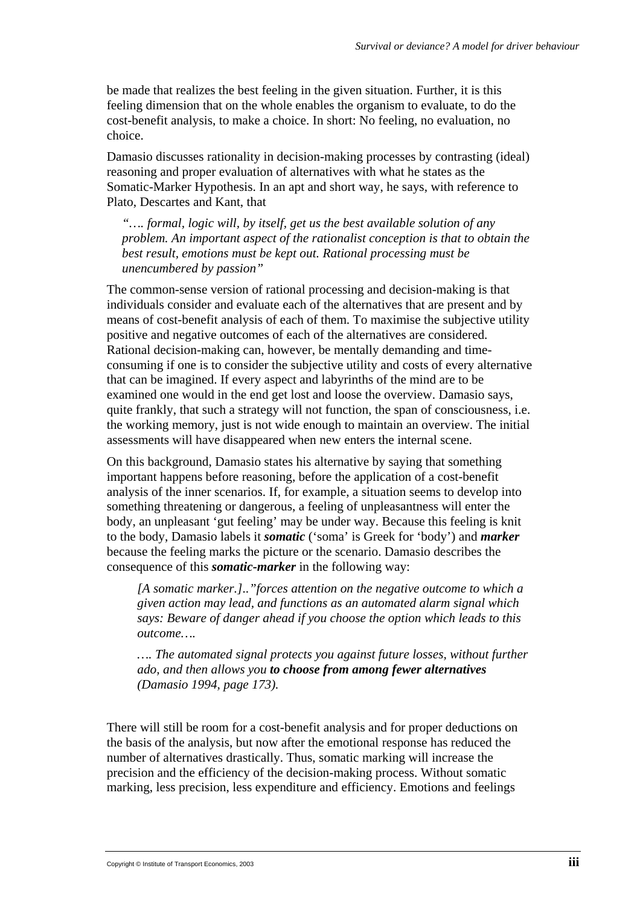be made that realizes the best feeling in the given situation. Further, it is this feeling dimension that on the whole enables the organism to evaluate, to do the cost-benefit analysis, to make a choice. In short: No feeling, no evaluation, no choice.

Damasio discusses rationality in decision-making processes by contrasting (ideal) reasoning and proper evaluation of alternatives with what he states as the Somatic-Marker Hypothesis. In an apt and short way, he says, with reference to Plato, Descartes and Kant, that

> *"…. formal, logic will, by itself, get us the best available solution of any problem. An important aspect of the rationalist conception is that to obtain the best result, emotions must be kept out. Rational processing must be unencumbered by passion"*

The common-sense version of rational processing and decision-making is that individuals consider and evaluate each of the alternatives that are present and by means of cost-benefit analysis of each of them. To maximise the subjective utility positive and negative outcomes of each of the alternatives are considered. Rational decision-making can, however, be mentally demanding and time-consuming if one is to consider the subjective utility and costs of every alternative that can be imagined. If every aspect and labyrinths of the mind are to be examined one would in the end get lost and loose the overview. Damasio says, quite frankly, that such a strategy will not function, the span of consciousness, i.e. the working memory, just is not wide enough to maintain an overview. The initial assessments will have disappeared when new enters the internal scene.

On this background, Damasio states his alternative by saying that something important happens before reasoning, before the application of a cost-benefit analysis of the inner scenarios. If, for example, a situation seems to develop into something threatening or dangerous, a feeling of unpleasantness will enter the body, an unpleasant 'gut feeling' may be under way. Because this feeling is knit to the body, Damasio labels it ***somatic*** ('soma' is Greek for 'body') and ***marker*** because the feeling marks the picture or the scenario. Damasio describes the consequence of this ***somatic-marker*** in the following way:

> *[A somatic marker.]..”forces attention on the negative outcome to which a given action may lead, and functions as an automated alarm signal which says: Beware of danger ahead if you choose the option which leads to this outcome….*
>
> *…. The automated signal protects you against future losses, without further ado, and then allows you* ***to choose from among fewer alternatives*** *(Damasio 1994, page 173).*

There will still be room for a cost-benefit analysis and for proper deductions on the basis of the analysis, but now after the emotional response has reduced the number of alternatives drastically. Thus, somatic marking will increase the precision and the efficiency of the decision-making process. Without somatic marking, less precision, less expenditure and efficiency. Emotions and feelings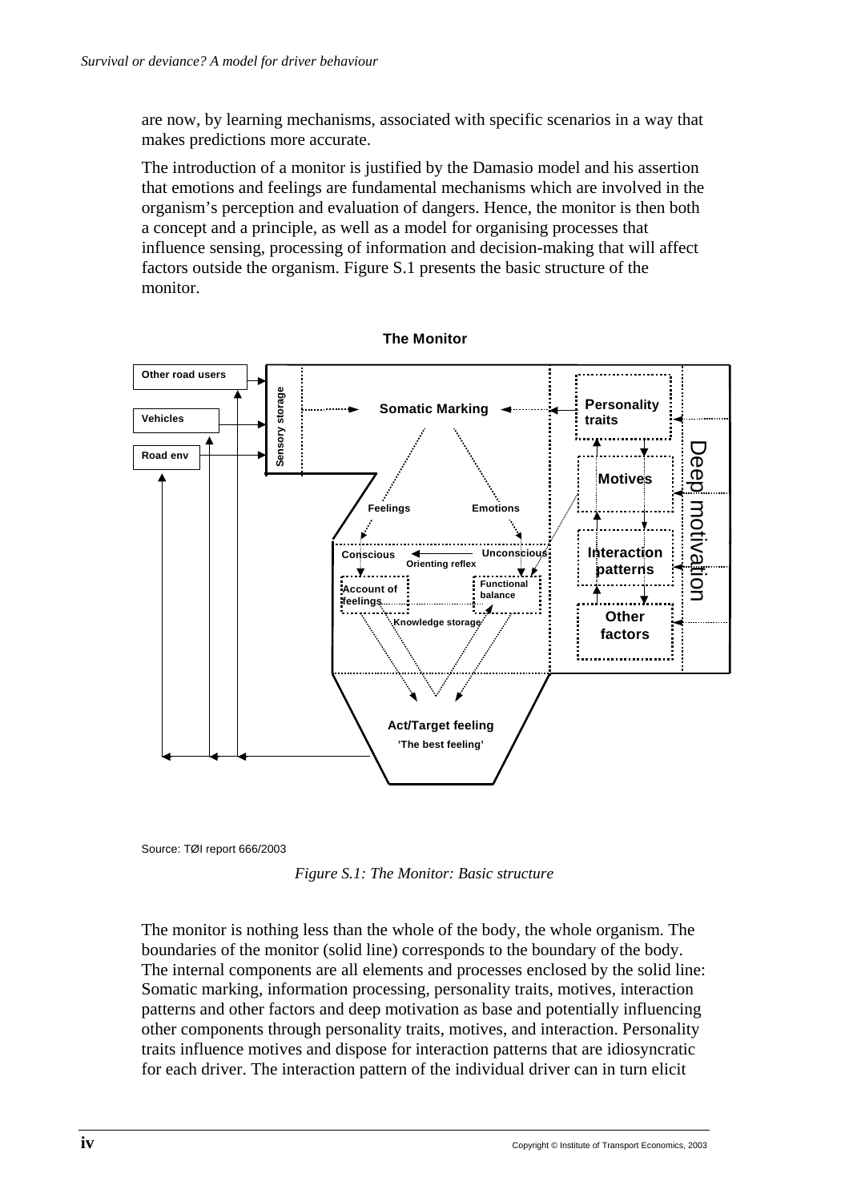are now, by learning mechanisms, associated with specific scenarios in a way that makes predictions more accurate.

The introduction of a monitor is justified by the Damasio model and his assertion that emotions and feelings are fundamental mechanisms which are involved in the organism's perception and evaluation of dangers. Hence, the monitor is then both a concept and a principle, as well as a model for organising processes that influence sensing, processing of information and decision-making that will affect factors outside the organism. Figure S.1 presents the basic structure of the monitor.

**The Monitor**

Other road users
Vehicles
Road env
Sensory storage
Somatic Marking
Personality traits
Motives
Interaction patterns
Other factors
Deep motivation
Feelings
Emotions
Conscious
Unconscious
Orienting reflex
Account of feelings
Functional balance
Knowledge storage
Act/Target feeling
'The best feeling'

Source: TØI report 666/2003

*Figure S.1: The Monitor: Basic structure*

The monitor is nothing less than the whole of the body, the whole organism. The boundaries of the monitor (solid line) corresponds to the boundary of the body. The internal components are all elements and processes enclosed by the solid line: Somatic marking, information processing, personality traits, motives, interaction patterns and other factors and deep motivation as base and potentially influencing other components through personality traits, motives, and interaction. Personality traits influence motives and dispose for interaction patterns that are idiosyncratic for each driver. The interaction pattern of the individual driver can in turn elicit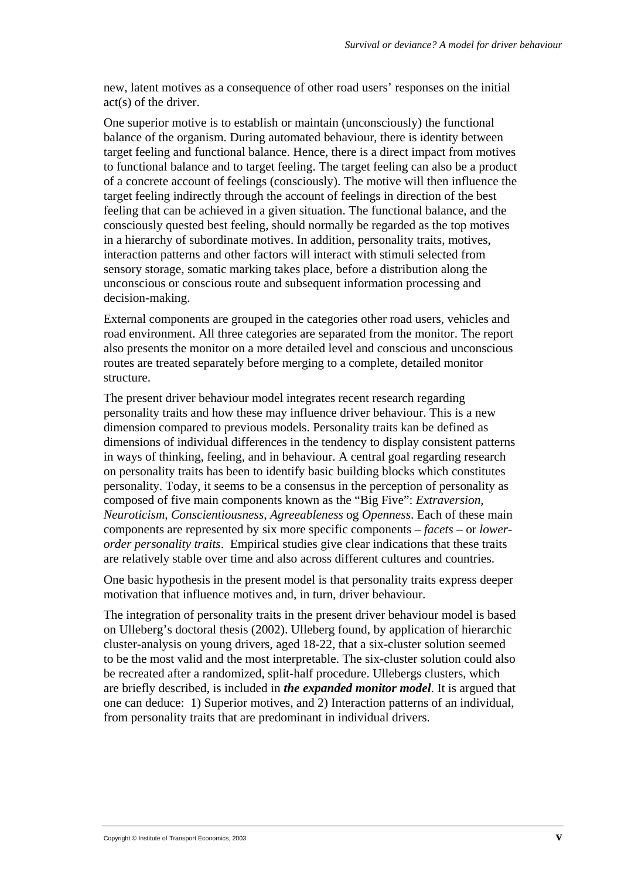new, latent motives as a consequence of other road users' responses on the initial act(s) of the driver.

One superior motive is to establish or maintain (unconsciously) the functional balance of the organism. During automated behaviour, there is identity between target feeling and functional balance. Hence, there is a direct impact from motives to functional balance and to target feeling. The target feeling can also be a product of a concrete account of feelings (consciously). The motive will then influence the target feeling indirectly through the account of feelings in direction of the best feeling that can be achieved in a given situation. The functional balance, and the consciously quested best feeling, should normally be regarded as the top motives in a hierarchy of subordinate motives. In addition, personality traits, motives, interaction patterns and other factors will interact with stimuli selected from sensory storage, somatic marking takes place, before a distribution along the unconscious or conscious route and subsequent information processing and decision-making.

External components are grouped in the categories other road users, vehicles and road environment. All three categories are separated from the monitor. The report also presents the monitor on a more detailed level and conscious and unconscious routes are treated separately before merging to a complete, detailed monitor structure.

The present driver behaviour model integrates recent research regarding personality traits and how these may influence driver behaviour. This is a new dimension compared to previous models. Personality traits kan be defined as dimensions of individual differences in the tendency to display consistent patterns in ways of thinking, feeling, and in behaviour. A central goal regarding research on personality traits has been to identify basic building blocks which constitutes personality. Today, it seems to be a consensus in the perception of personality as composed of five main components known as the "Big Five": *Extraversion, Neuroticism, Conscientiousness, Agreeableness* og *Openness*. Each of these main components are represented by six more specific components – *facets* – or *lower-order personality traits*. Empirical studies give clear indications that these traits are relatively stable over time and also across different cultures and countries.

One basic hypothesis in the present model is that personality traits express deeper motivation that influence motives and, in turn, driver behaviour.

The integration of personality traits in the present driver behaviour model is based on Ulleberg's doctoral thesis (2002). Ulleberg found, by application of hierarchic cluster-analysis on young drivers, aged 18-22, that a six-cluster solution seemed to be the most valid and the most interpretable. The six-cluster solution could also be recreated after a randomized, split-half procedure. Ullebergs clusters, which are briefly described, is included in ***the expanded monitor model***. It is argued that one can deduce: 1) Superior motives, and 2) Interaction patterns of an individual, from personality traits that are predominant in individual drivers.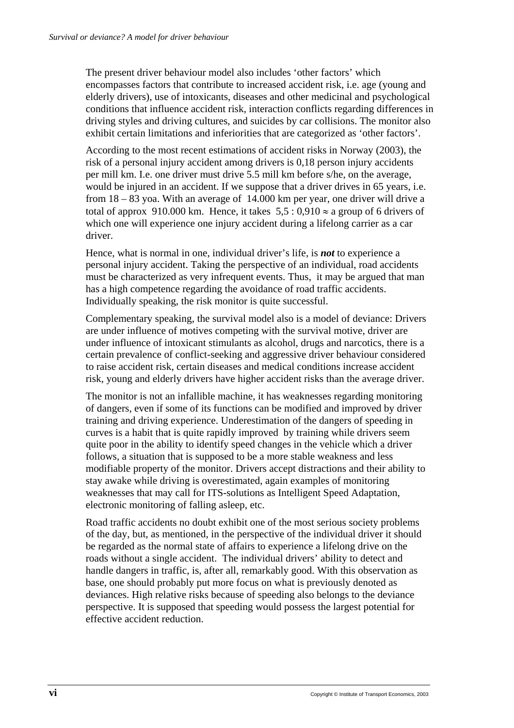The present driver behaviour model also includes ‘other factors’ which encompasses factors that contribute to increased accident risk, i.e. age (young and elderly drivers), use of intoxicants, diseases and other medicinal and psychological conditions that influence accident risk, interaction conflicts regarding differences in driving styles and driving cultures, and suicides by car collisions. The monitor also exhibit certain limitations and inferiorities that are categorized as ‘other factors’.

According to the most recent estimations of accident risks in Norway (2003), the risk of a personal injury accident among drivers is 0,18 person injury accidents per mill km. I.e. one driver must drive 5.5 mill km before s/he, on the average, would be injured in an accident. If we suppose that a driver drives in 65 years, i.e. from 18 – 83 yoa. With an average of 14.000 km per year, one driver will drive a total of approx 910.000 km. Hence, it takes $5{,}5 : 0{,}910 \approx$ a group of 6 drivers of which one will experience one injury accident during a lifelong carrier as a car driver.

Hence, what is normal in one, individual driver’s life, is ***not*** to experience a personal injury accident. Taking the perspective of an individual, road accidents must be characterized as very infrequent events. Thus, it may be argued that man has a high competence regarding the avoidance of road traffic accidents. Individually speaking, the risk monitor is quite successful.

Complementary speaking, the survival model also is a model of deviance: Drivers are under influence of motives competing with the survival motive, driver are under influence of intoxicant stimulants as alcohol, drugs and narcotics, there is a certain prevalence of conflict-seeking and aggressive driver behaviour considered to raise accident risk, certain diseases and medical conditions increase accident risk, young and elderly drivers have higher accident risks than the average driver.

The monitor is not an infallible machine, it has weaknesses regarding monitoring of dangers, even if some of its functions can be modified and improved by driver training and driving experience. Underestimation of the dangers of speeding in curves is a habit that is quite rapidly improved by training while drivers seem quite poor in the ability to identify speed changes in the vehicle which a driver follows, a situation that is supposed to be a more stable weakness and less modifiable property of the monitor. Drivers accept distractions and their ability to stay awake while driving is overestimated, again examples of monitoring weaknesses that may call for ITS-solutions as Intelligent Speed Adaptation, electronic monitoring of falling asleep, etc.

Road traffic accidents no doubt exhibit one of the most serious society problems of the day, but, as mentioned, in the perspective of the individual driver it should be regarded as the normal state of affairs to experience a lifelong drive on the roads without a single accident. The individual drivers’ ability to detect and handle dangers in traffic, is, after all, remarkably good. With this observation as base, one should probably put more focus on what is previously denoted as deviances. High relative risks because of speeding also belongs to the deviance perspective. It is supposed that speeding would possess the largest potential for effective accident reduction.